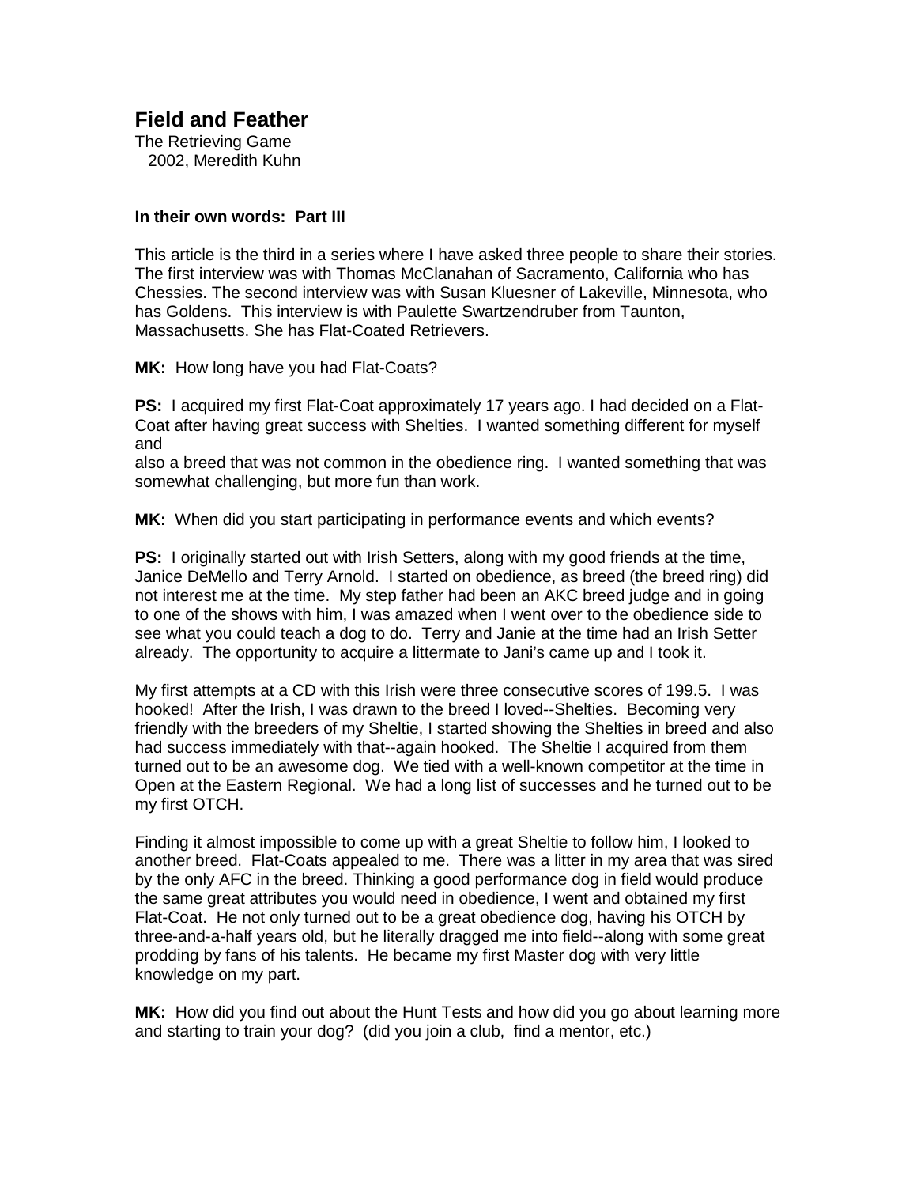# Field and Feather

The Retrieving Game
2002, Meredith Kuhn

**In their own words: Part III**

This article is the third in a series where I have asked three people to share their stories. The first interview was with Thomas McClanahan of Sacramento, California who has Chessies. The second interview was with Susan Kluesner of Lakeville, Minnesota, who has Goldens. This interview is with Paulette Swartzendruber from Taunton, Massachusetts. She has Flat-Coated Retrievers.

**MK:** How long have you had Flat-Coats?

**PS:** I acquired my first Flat-Coat approximately 17 years ago. I had decided on a Flat-Coat after having great success with Shelties. I wanted something different for myself and also a breed that was not common in the obedience ring. I wanted something that was somewhat challenging, but more fun than work.

**MK:** When did you start participating in performance events and which events?

**PS:** I originally started out with Irish Setters, along with my good friends at the time, Janice DeMello and Terry Arnold. I started on obedience, as breed (the breed ring) did not interest me at the time. My step father had been an AKC breed judge and in going to one of the shows with him, I was amazed when I went over to the obedience side to see what you could teach a dog to do. Terry and Janie at the time had an Irish Setter already. The opportunity to acquire a littermate to Jani's came up and I took it.

My first attempts at a CD with this Irish were three consecutive scores of 199.5. I was hooked! After the Irish, I was drawn to the breed I loved--Shelties. Becoming very friendly with the breeders of my Sheltie, I started showing the Shelties in breed and also had success immediately with that--again hooked. The Sheltie I acquired from them turned out to be an awesome dog. We tied with a well-known competitor at the time in Open at the Eastern Regional. We had a long list of successes and he turned out to be my first OTCH.

Finding it almost impossible to come up with a great Sheltie to follow him, I looked to another breed. Flat-Coats appealed to me. There was a litter in my area that was sired by the only AFC in the breed. Thinking a good performance dog in field would produce the same great attributes you would need in obedience, I went and obtained my first Flat-Coat. He not only turned out to be a great obedience dog, having his OTCH by three-and-a-half years old, but he literally dragged me into field--along with some great prodding by fans of his talents. He became my first Master dog with very little knowledge on my part.

**MK:** How did you find out about the Hunt Tests and how did you go about learning more and starting to train your dog? (did you join a club, find a mentor, etc.)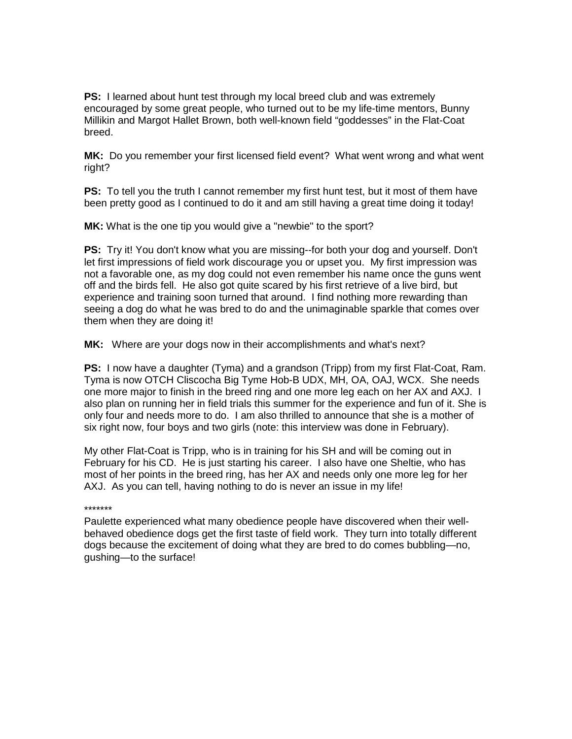**PS:** I learned about hunt test through my local breed club and was extremely encouraged by some great people, who turned out to be my life-time mentors, Bunny Millikin and Margot Hallet Brown, both well-known field “goddesses” in the Flat-Coat breed.

**MK:** Do you remember your first licensed field event? What went wrong and what went right?

**PS:** To tell you the truth I cannot remember my first hunt test, but it most of them have been pretty good as I continued to do it and am still having a great time doing it today!

**MK:** What is the one tip you would give a "newbie" to the sport?

**PS:** Try it! You don't know what you are missing--for both your dog and yourself. Don't let first impressions of field work discourage you or upset you. My first impression was not a favorable one, as my dog could not even remember his name once the guns went off and the birds fell. He also got quite scared by his first retrieve of a live bird, but experience and training soon turned that around. I find nothing more rewarding than seeing a dog do what he was bred to do and the unimaginable sparkle that comes over them when they are doing it!

**MK:** Where are your dogs now in their accomplishments and what's next?

**PS:** I now have a daughter (Tyma) and a grandson (Tripp) from my first Flat-Coat, Ram. Tyma is now OTCH Cliscocha Big Tyme Hob-B UDX, MH, OA, OAJ, WCX. She needs one more major to finish in the breed ring and one more leg each on her AX and AXJ. I also plan on running her in field trials this summer for the experience and fun of it. She is only four and needs more to do. I am also thrilled to announce that she is a mother of six right now, four boys and two girls (note: this interview was done in February).

My other Flat-Coat is Tripp, who is in training for his SH and will be coming out in February for his CD. He is just starting his career. I also have one Sheltie, who has most of her points in the breed ring, has her AX and needs only one more leg for her AXJ. As you can tell, having nothing to do is never an issue in my life!

*******

Paulette experienced what many obedience people have discovered when their well-behaved obedience dogs get the first taste of field work. They turn into totally different dogs because the excitement of doing what they are bred to do comes bubbling—no, gushing—to the surface!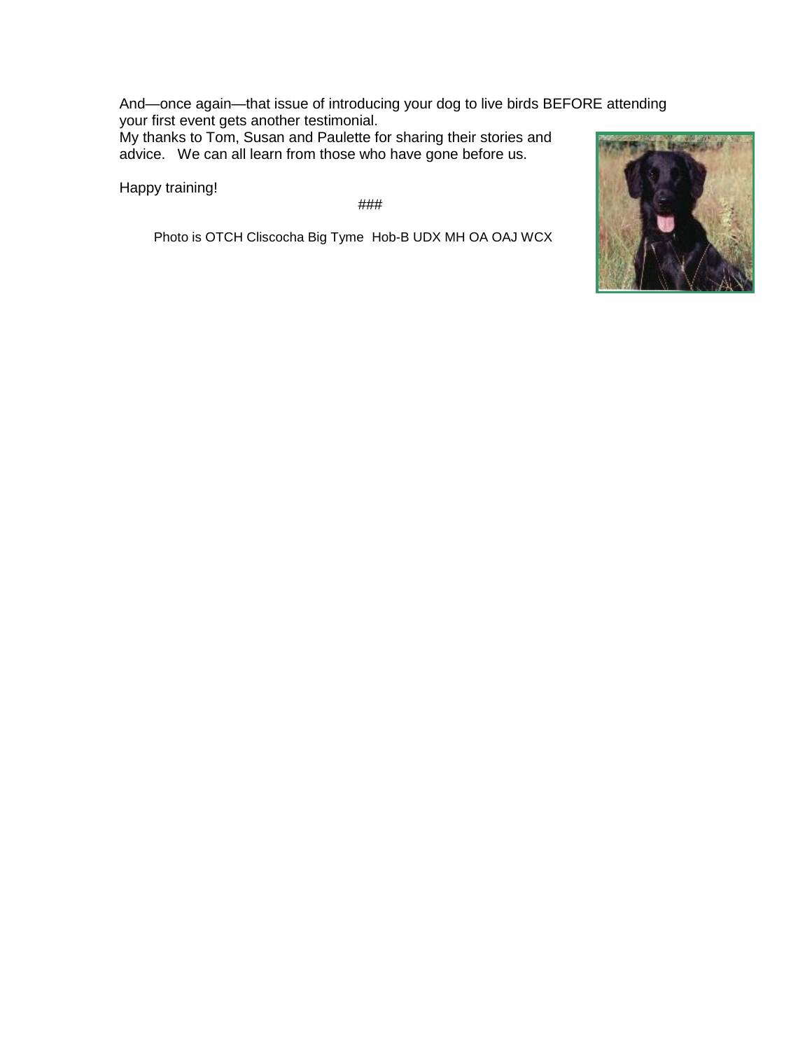And—once again—that issue of introducing your dog to live birds BEFORE attending your first event gets another testimonial.

My thanks to Tom, Susan and Paulette for sharing their stories and advice. We can all learn from those who have gone before us.

Happy training!

###

Photo is OTCH Cliscocha Big Tyme Hob-B UDX MH OA OAJ WCX